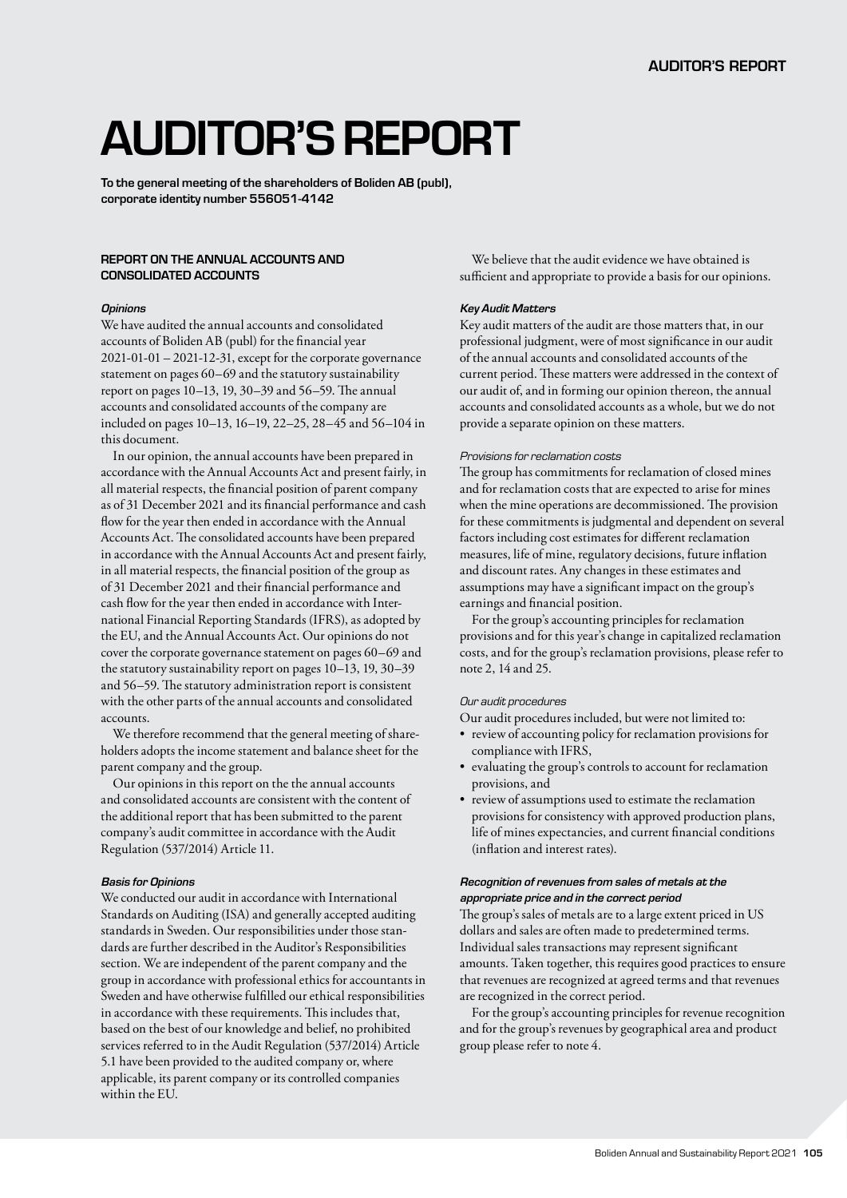# AUDITOR'S REPORT

**To the general meeting of the shareholders of Boliden AB (publ), corporate identity number 556051-4142**

## REPORT ON THE ANNUAL ACCOUNTS AND CONSOLIDATED ACCOUNTS

### *Opinions*

We have audited the annual accounts and consolidated accounts of Boliden AB (publ) for the financial year 2021-01-01 – 2021-12-31, except for the corporate governance statement on pages 60–69 and the statutory sustainability report on pages 10–13, 19, 30–39 and 56–59. The annual accounts and consolidated accounts of the company are included on pages 10–13, 16–19, 22–25, 28–45 and 56–104 in this document.

In our opinion, the annual accounts have been prepared in accordance with the Annual Accounts Act and present fairly, in all material respects, the financial position of parent company as of 31 December 2021 and its financial performance and cash flow for the year then ended in accordance with the Annual Accounts Act. The consolidated accounts have been prepared in accordance with the Annual Accounts Act and present fairly, in all material respects, the financial position of the group as of 31 December 2021 and their financial performance and cash flow for the year then ended in accordance with International Financial Reporting Standards (IFRS), as adopted by the EU, and the Annual Accounts Act. Our opinions do not cover the corporate governance statement on pages 60–69 and the statutory sustainability report on pages 10–13, 19, 30–39 and 56–59. The statutory administration report is consistent with the other parts of the annual accounts and consolidated accounts.

We therefore recommend that the general meeting of shareholders adopts the income statement and balance sheet for the parent company and the group.

Our opinions in this report on the the annual accounts and consolidated accounts are consistent with the content of the additional report that has been submitted to the parent company's audit committee in accordance with the Audit Regulation (537/2014) Article 11.

### *Basis for Opinions*

We conducted our audit in accordance with International Standards on Auditing (ISA) and generally accepted auditing standards in Sweden. Our responsibilities under those standards are further described in the Auditor's Responsibilities section. We are independent of the parent company and the group in accordance with professional ethics for accountants in Sweden and have otherwise fulfilled our ethical responsibilities in accordance with these requirements. This includes that, based on the best of our knowledge and belief, no prohibited services referred to in the Audit Regulation (537/2014) Article 5.1 have been provided to the audited company or, where applicable, its parent company or its controlled companies within the EU.

We believe that the audit evidence we have obtained is sufficient and appropriate to provide a basis for our opinions.

### *Key Audit Matters*

Key audit matters of the audit are those matters that, in our professional judgment, were of most significance in our audit of the annual accounts and consolidated accounts of the current period. These matters were addressed in the context of our audit of, and in forming our opinion thereon, the annual accounts and consolidated accounts as a whole, but we do not provide a separate opinion on these matters.

*Provisions for reclamation costs*

The group has commitments for reclamation of closed mines and for reclamation costs that are expected to arise for mines when the mine operations are decommissioned. The provision for these commitments is judgmental and dependent on several factors including cost estimates for different reclamation measures, life of mine, regulatory decisions, future inflation and discount rates. Any changes in these estimates and assumptions may have a significant impact on the group's earnings and financial position.

For the group's accounting principles for reclamation provisions and for this year's change in capitalized reclamation costs, and for the group's reclamation provisions, please refer to note 2, 14 and 25.

*Our audit procedures*

Our audit procedures included, but were not limited to:

- review of accounting policy for reclamation provisions for compliance with IFRS,
- evaluating the group's controls to account for reclamation provisions, and
- review of assumptions used to estimate the reclamation provisions for consistency with approved production plans, life of mines expectancies, and current financial conditions (inflation and interest rates).

***Recognition of revenues from sales of metals at the appropriate price and in the correct period***

The group's sales of metals are to a large extent priced in US dollars and sales are often made to predetermined terms. Individual sales transactions may represent significant amounts. Taken together, this requires good practices to ensure that revenues are recognized at agreed terms and that revenues are recognized in the correct period.

For the group's accounting principles for revenue recognition and for the group's revenues by geographical area and product group please refer to note 4.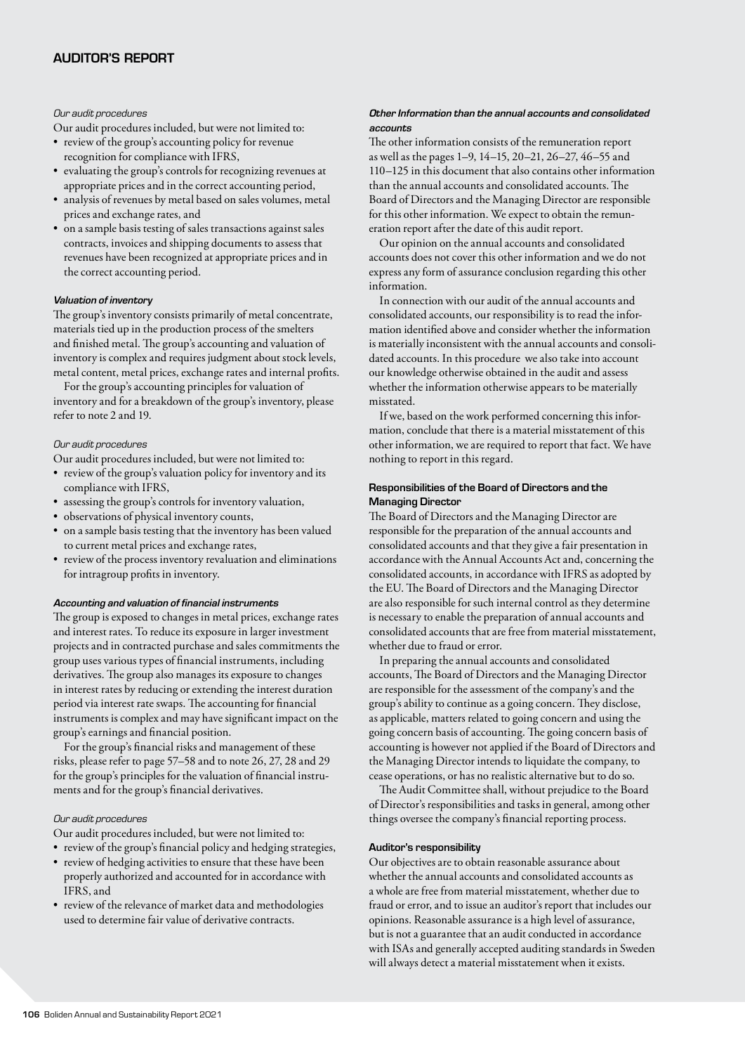## AUDITOR'S REPORT

*Our audit procedures*

Our audit procedures included, but were not limited to:

- review of the group's accounting policy for revenue recognition for compliance with IFRS,
- evaluating the group's controls for recognizing revenues at appropriate prices and in the correct accounting period,
- analysis of revenues by metal based on sales volumes, metal prices and exchange rates, and
- on a sample basis testing of sales transactions against sales contracts, invoices and shipping documents to assess that revenues have been recognized at appropriate prices and in the correct accounting period.

***Valuation of inventory***

The group's inventory consists primarily of metal concentrate, materials tied up in the production process of the smelters and finished metal. The group's accounting and valuation of inventory is complex and requires judgment about stock levels, metal content, metal prices, exchange rates and internal profits.

For the group's accounting principles for valuation of inventory and for a breakdown of the group's inventory, please refer to note 2 and 19.

*Our audit procedures*

Our audit procedures included, but were not limited to:

- review of the group's valuation policy for inventory and its compliance with IFRS,
- assessing the group's controls for inventory valuation,
- observations of physical inventory counts,
- on a sample basis testing that the inventory has been valued to current metal prices and exchange rates,
- review of the process inventory revaluation and eliminations for intragroup profits in inventory.

***Accounting and valuation of financial instruments***

The group is exposed to changes in metal prices, exchange rates and interest rates. To reduce its exposure in larger investment projects and in contracted purchase and sales commitments the group uses various types of financial instruments, including derivatives. The group also manages its exposure to changes in interest rates by reducing or extending the interest duration period via interest rate swaps. The accounting for financial instruments is complex and may have significant impact on the group's earnings and financial position.

For the group's financial risks and management of these risks, please refer to page 57–58 and to note 26, 27, 28 and 29 for the group's principles for the valuation of financial instruments and for the group's financial derivatives.

*Our audit procedures*

Our audit procedures included, but were not limited to:

- review of the group's financial policy and hedging strategies,
- review of hedging activities to ensure that these have been properly authorized and accounted for in accordance with IFRS, and
- review of the relevance of market data and methodologies used to determine fair value of derivative contracts.

***Other Information than the annual accounts and consolidated accounts***

The other information consists of the remuneration report as well as the pages 1–9, 14–15, 20–21, 26–27, 46–55 and 110–125 in this document that also contains other information than the annual accounts and consolidated accounts. The Board of Directors and the Managing Director are responsible for this other information. We expect to obtain the remuneration report after the date of this audit report.

Our opinion on the annual accounts and consolidated accounts does not cover this other information and we do not express any form of assurance conclusion regarding this other information.

In connection with our audit of the annual accounts and consolidated accounts, our responsibility is to read the information identified above and consider whether the information is materially inconsistent with the annual accounts and consolidated accounts. In this procedure we also take into account our knowledge otherwise obtained in the audit and assess whether the information otherwise appears to be materially misstated.

If we, based on the work performed concerning this information, conclude that there is a material misstatement of this other information, we are required to report that fact. We have nothing to report in this regard.

**Responsibilities of the Board of Directors and the Managing Director**

The Board of Directors and the Managing Director are responsible for the preparation of the annual accounts and consolidated accounts and that they give a fair presentation in accordance with the Annual Accounts Act and, concerning the consolidated accounts, in accordance with IFRS as adopted by the EU. The Board of Directors and the Managing Director are also responsible for such internal control as they determine is necessary to enable the preparation of annual accounts and consolidated accounts that are free from material misstatement, whether due to fraud or error.

In preparing the annual accounts and consolidated accounts, The Board of Directors and the Managing Director are responsible for the assessment of the company's and the group's ability to continue as a going concern. They disclose, as applicable, matters related to going concern and using the going concern basis of accounting. The going concern basis of accounting is however not applied if the Board of Directors and the Managing Director intends to liquidate the company, to cease operations, or has no realistic alternative but to do so.

The Audit Committee shall, without prejudice to the Board of Director's responsibilities and tasks in general, among other things oversee the company's financial reporting process.

**Auditor's responsibility**

Our objectives are to obtain reasonable assurance about whether the annual accounts and consolidated accounts as a whole are free from material misstatement, whether due to fraud or error, and to issue an auditor's report that includes our opinions. Reasonable assurance is a high level of assurance, but is not a guarantee that an audit conducted in accordance with ISAs and generally accepted auditing standards in Sweden will always detect a material misstatement when it exists.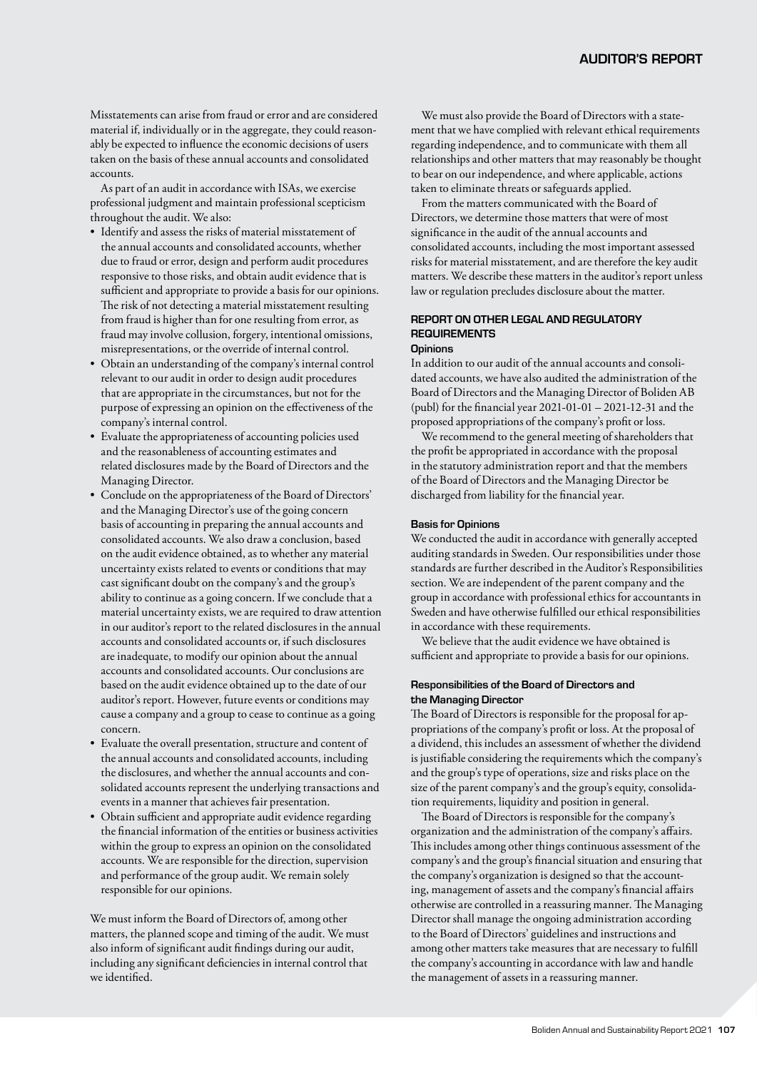Misstatements can arise from fraud or error and are considered material if, individually or in the aggregate, they could reasonably be expected to influence the economic decisions of users taken on the basis of these annual accounts and consolidated accounts.

As part of an audit in accordance with ISAs, we exercise professional judgment and maintain professional scepticism throughout the audit. We also:

- Identify and assess the risks of material misstatement of the annual accounts and consolidated accounts, whether due to fraud or error, design and perform audit procedures responsive to those risks, and obtain audit evidence that is sufficient and appropriate to provide a basis for our opinions. The risk of not detecting a material misstatement resulting from fraud is higher than for one resulting from error, as fraud may involve collusion, forgery, intentional omissions, misrepresentations, or the override of internal control.
- Obtain an understanding of the company's internal control relevant to our audit in order to design audit procedures that are appropriate in the circumstances, but not for the purpose of expressing an opinion on the effectiveness of the company's internal control.
- Evaluate the appropriateness of accounting policies used and the reasonableness of accounting estimates and related disclosures made by the Board of Directors and the Managing Director.
- Conclude on the appropriateness of the Board of Directors' and the Managing Director's use of the going concern basis of accounting in preparing the annual accounts and consolidated accounts. We also draw a conclusion, based on the audit evidence obtained, as to whether any material uncertainty exists related to events or conditions that may cast significant doubt on the company's and the group's ability to continue as a going concern. If we conclude that a material uncertainty exists, we are required to draw attention in our auditor's report to the related disclosures in the annual accounts and consolidated accounts or, if such disclosures are inadequate, to modify our opinion about the annual accounts and consolidated accounts. Our conclusions are based on the audit evidence obtained up to the date of our auditor's report. However, future events or conditions may cause a company and a group to cease to continue as a going concern.
- Evaluate the overall presentation, structure and content of the annual accounts and consolidated accounts, including the disclosures, and whether the annual accounts and consolidated accounts represent the underlying transactions and events in a manner that achieves fair presentation.
- Obtain sufficient and appropriate audit evidence regarding the financial information of the entities or business activities within the group to express an opinion on the consolidated accounts. We are responsible for the direction, supervision and performance of the group audit. We remain solely responsible for our opinions.

We must inform the Board of Directors of, among other matters, the planned scope and timing of the audit. We must also inform of significant audit findings during our audit, including any significant deficiencies in internal control that we identified.

We must also provide the Board of Directors with a statement that we have complied with relevant ethical requirements regarding independence, and to communicate with them all relationships and other matters that may reasonably be thought to bear on our independence, and where applicable, actions taken to eliminate threats or safeguards applied.

From the matters communicated with the Board of Directors, we determine those matters that were of most significance in the audit of the annual accounts and consolidated accounts, including the most important assessed risks for material misstatement, and are therefore the key audit matters. We describe these matters in the auditor's report unless law or regulation precludes disclosure about the matter.

## REPORT ON OTHER LEGAL AND REGULATORY REQUIREMENTS

### Opinions

In addition to our audit of the annual accounts and consolidated accounts, we have also audited the administration of the Board of Directors and the Managing Director of Boliden AB (publ) for the financial year 2021-01-01 – 2021-12-31 and the proposed appropriations of the company's profit or loss.

We recommend to the general meeting of shareholders that the profit be appropriated in accordance with the proposal in the statutory administration report and that the members of the Board of Directors and the Managing Director be discharged from liability for the financial year.

### Basis for Opinions

We conducted the audit in accordance with generally accepted auditing standards in Sweden. Our responsibilities under those standards are further described in the Auditor's Responsibilities section. We are independent of the parent company and the group in accordance with professional ethics for accountants in Sweden and have otherwise fulfilled our ethical responsibilities in accordance with these requirements.

We believe that the audit evidence we have obtained is sufficient and appropriate to provide a basis for our opinions.

### Responsibilities of the Board of Directors and the Managing Director

The Board of Directors is responsible for the proposal for appropriations of the company's profit or loss. At the proposal of a dividend, this includes an assessment of whether the dividend is justifiable considering the requirements which the company's and the group's type of operations, size and risks place on the size of the parent company's and the group's equity, consolidation requirements, liquidity and position in general.

The Board of Directors is responsible for the company's organization and the administration of the company's affairs. This includes among other things continuous assessment of the company's and the group's financial situation and ensuring that the company's organization is designed so that the accounting, management of assets and the company's financial affairs otherwise are controlled in a reassuring manner. The Managing Director shall manage the ongoing administration according to the Board of Directors' guidelines and instructions and among other matters take measures that are necessary to fulfill the company's accounting in accordance with law and handle the management of assets in a reassuring manner.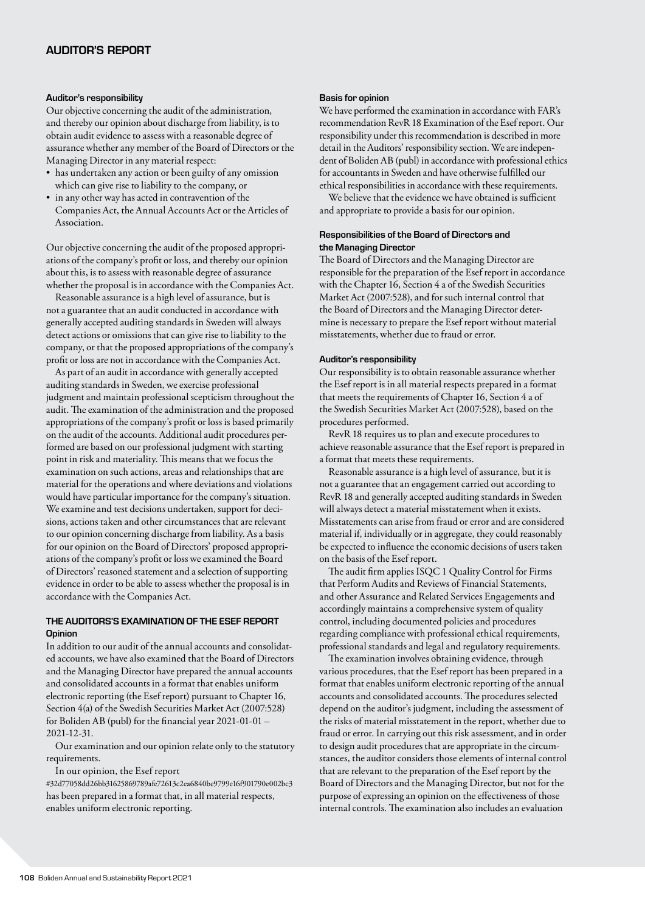# AUDITOR'S REPORT

#### Auditor's responsibility

Our objective concerning the audit of the administration, and thereby our opinion about discharge from liability, is to obtain audit evidence to assess with a reasonable degree of assurance whether any member of the Board of Directors or the Managing Director in any material respect:

- has undertaken any action or been guilty of any omission which can give rise to liability to the company, or
- in any other way has acted in contravention of the Companies Act, the Annual Accounts Act or the Articles of Association.

Our objective concerning the audit of the proposed appropriations of the company's profit or loss, and thereby our opinion about this, is to assess with reasonable degree of assurance whether the proposal is in accordance with the Companies Act.

Reasonable assurance is a high level of assurance, but is not a guarantee that an audit conducted in accordance with generally accepted auditing standards in Sweden will always detect actions or omissions that can give rise to liability to the company, or that the proposed appropriations of the company's profit or loss are not in accordance with the Companies Act.

As part of an audit in accordance with generally accepted auditing standards in Sweden, we exercise professional judgment and maintain professional scepticism throughout the audit. The examination of the administration and the proposed appropriations of the company's profit or loss is based primarily on the audit of the accounts. Additional audit procedures performed are based on our professional judgment with starting point in risk and materiality. This means that we focus the examination on such actions, areas and relationships that are material for the operations and where deviations and violations would have particular importance for the company's situation. We examine and test decisions undertaken, support for decisions, actions taken and other circumstances that are relevant to our opinion concerning discharge from liability. As a basis for our opinion on the Board of Directors' proposed appropriations of the company's profit or loss we examined the Board of Directors' reasoned statement and a selection of supporting evidence in order to be able to assess whether the proposal is in accordance with the Companies Act.

### THE AUDITORS'S EXAMINATION OF THE ESEF REPORT

#### Opinion

In addition to our audit of the annual accounts and consolidated accounts, we have also examined that the Board of Directors and the Managing Director have prepared the annual accounts and consolidated accounts in a format that enables uniform electronic reporting (the Esef report) pursuant to Chapter 16, Section 4(a) of the Swedish Securities Market Act (2007:528) for Boliden AB (publ) for the financial year 2021-01-01 – 2021-12-31.

Our examination and our opinion relate only to the statutory requirements.

In our opinion, the Esef report #32d77058dd26bb31625869789afe72613c2ea6840be9799e16f901790e002bc3 has been prepared in a format that, in all material respects, enables uniform electronic reporting.

#### Basis for opinion

We have performed the examination in accordance with FAR's recommendation RevR 18 Examination of the Esef report. Our responsibility under this recommendation is described in more detail in the Auditors' responsibility section. We are independent of Boliden AB (publ) in accordance with professional ethics for accountants in Sweden and have otherwise fulfilled our ethical responsibilities in accordance with these requirements.

We believe that the evidence we have obtained is sufficient and appropriate to provide a basis for our opinion.

#### Responsibilities of the Board of Directors and the Managing Director

The Board of Directors and the Managing Director are responsible for the preparation of the Esef report in accordance with the Chapter 16, Section 4 a of the Swedish Securities Market Act (2007:528), and for such internal control that the Board of Directors and the Managing Director determine is necessary to prepare the Esef report without material misstatements, whether due to fraud or error.

#### Auditor's responsibility

Our responsibility is to obtain reasonable assurance whether the Esef report is in all material respects prepared in a format that meets the requirements of Chapter 16, Section 4 a of the Swedish Securities Market Act (2007:528), based on the procedures performed.

RevR 18 requires us to plan and execute procedures to achieve reasonable assurance that the Esef report is prepared in a format that meets these requirements.

Reasonable assurance is a high level of assurance, but it is not a guarantee that an engagement carried out according to RevR 18 and generally accepted auditing standards in Sweden will always detect a material misstatement when it exists. Misstatements can arise from fraud or error and are considered material if, individually or in aggregate, they could reasonably be expected to influence the economic decisions of users taken on the basis of the Esef report.

The audit firm applies ISQC 1 Quality Control for Firms that Perform Audits and Reviews of Financial Statements, and other Assurance and Related Services Engagements and accordingly maintains a comprehensive system of quality control, including documented policies and procedures regarding compliance with professional ethical requirements, professional standards and legal and regulatory requirements.

The examination involves obtaining evidence, through various procedures, that the Esef report has been prepared in a format that enables uniform electronic reporting of the annual accounts and consolidated accounts. The procedures selected depend on the auditor's judgment, including the assessment of the risks of material misstatement in the report, whether due to fraud or error. In carrying out this risk assessment, and in order to design audit procedures that are appropriate in the circumstances, the auditor considers those elements of internal control that are relevant to the preparation of the Esef report by the Board of Directors and the Managing Director, but not for the purpose of expressing an opinion on the effectiveness of those internal controls. The examination also includes an evaluation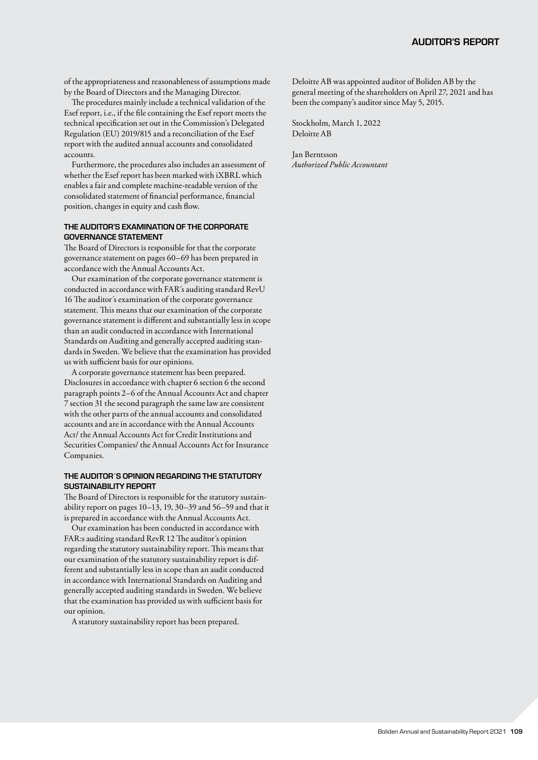of the appropriateness and reasonableness of assumptions made by the Board of Directors and the Managing Director.

The procedures mainly include a technical validation of the Esef report, i.e., if the file containing the Esef report meets the technical specification set out in the Commission's Delegated Regulation (EU) 2019/815 and a reconciliation of the Esef report with the audited annual accounts and consolidated accounts.

Furthermore, the procedures also includes an assessment of whether the Esef report has been marked with iXBRL which enables a fair and complete machine-readable version of the consolidated statement of financial performance, financial position, changes in equity and cash flow.

### THE AUDITOR'S EXAMINATION OF THE CORPORATE GOVERNANCE STATEMENT

The Board of Directors is responsible for that the corporate governance statement on pages 60–69 has been prepared in accordance with the Annual Accounts Act.

Our examination of the corporate governance statement is conducted in accordance with FAR´s auditing standard RevU 16 The auditor´s examination of the corporate governance statement. This means that our examination of the corporate governance statement is different and substantially less in scope than an audit conducted in accordance with International Standards on Auditing and generally accepted auditing standards in Sweden. We believe that the examination has provided us with sufficient basis for our opinions.

A corporate governance statement has been prepared. Disclosures in accordance with chapter 6 section 6 the second paragraph points 2–6 of the Annual Accounts Act and chapter 7 section 31 the second paragraph the same law are consistent with the other parts of the annual accounts and consolidated accounts and are in accordance with the Annual Accounts Act/ the Annual Accounts Act for Credit Institutions and Securities Companies/ the Annual Accounts Act for Insurance Companies.

### THE AUDITOR´S OPINION REGARDING THE STATUTORY SUSTAINABILITY REPORT

The Board of Directors is responsible for the statutory sustainability report on pages 10–13, 19, 30–39 and 56–59 and that it is prepared in accordance with the Annual Accounts Act.

Our examination has been conducted in accordance with FAR:s auditing standard RevR 12 The auditor´s opinion regarding the statutory sustainability report. This means that our examination of the statutory sustainability report is different and substantially less in scope than an audit conducted in accordance with International Standards on Auditing and generally accepted auditing standards in Sweden. We believe that the examination has provided us with sufficient basis for our opinion.

A statutory sustainability report has been prepared.

Deloitte AB was appointed auditor of Boliden AB by the general meeting of the shareholders on April 27, 2021 and has been the company's auditor since May 5, 2015.

Stockholm, March 1, 2022
Deloitte AB

Jan Berntsson
*Authorized Public Accountant*